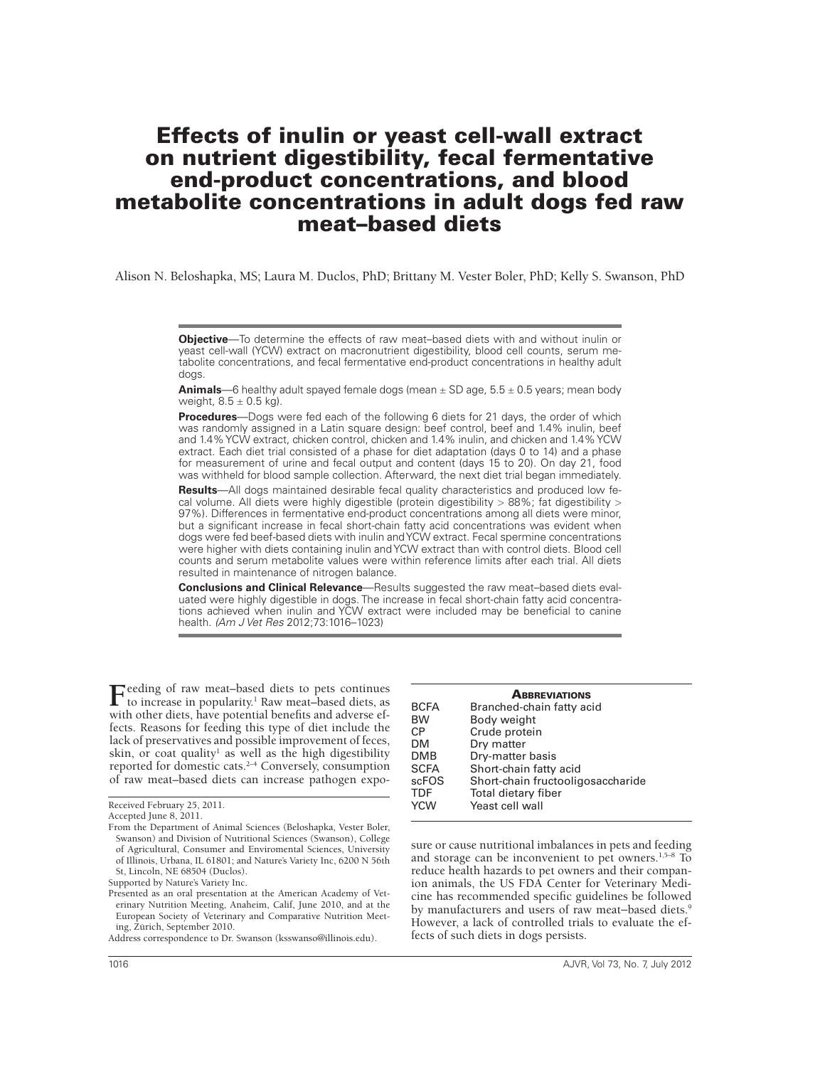# Effects of inulin or yeast cell-wall extract on nutrient digestibility, fecal fermentative end-product concentrations, and blood metabolite concentrations in adult dogs fed raw meat–based diets

Alison N. Beloshapka, MS; Laura M. Duclos, PhD; Brittany M. Vester Boler, PhD; Kelly S. Swanson, PhD

**Objective**—To determine the effects of raw meat–based diets with and without inulin or yeast cell-wall (YCW) extract on macronutrient digestibility, blood cell counts, serum metabolite concentrations, and fecal fermentative end-product concentrations in healthy adult dogs.

**Animals**—6 healthy adult spayed female dogs (mean ± SD age, 5.5 ± 0.5 years; mean body weight, 8.5 ± 0.5 kg).

**Procedures**—Dogs were fed each of the following 6 diets for 21 days, the order of which was randomly assigned in a Latin square design: beef control, beef and 1.4% inulin, beef and 1.4% YCW extract, chicken control, chicken and 1.4% inulin, and chicken and 1.4% YCW extract. Each diet trial consisted of a phase for diet adaptation (days 0 to 14) and a phase for measurement of urine and fecal output and content (days 15 to 20). On day 21, food was withheld for blood sample collection. Afterward, the next diet trial began immediately.

**Results**—All dogs maintained desirable fecal quality characteristics and produced low fecal volume. All diets were highly digestible (protein digestibility > 88%; fat digestibility > 97%). Differences in fermentative end-product concentrations among all diets were minor, but a significant increase in fecal short-chain fatty acid concentrations was evident when dogs were fed beef-based diets with inulin and YCW extract. Fecal spermine concentrations were higher with diets containing inulin and YCW extract than with control diets. Blood cell counts and serum metabolite values were within reference limits after each trial. All diets resulted in maintenance of nitrogen balance.

**Conclusions and Clinical Relevance**—Results suggested the raw meat–based diets evaluated were highly digestible in dogs. The increase in fecal short-chain fatty acid concentrations achieved when inulin and YCW extract were included may be beneficial to canine health. *(Am J Vet Res* 2012;73:1016–1023)

Feeding of raw meat–based diets to pets continues to increase in popularity.[1] Raw meat–based diets, as with other diets, have potential benefits and adverse effects. Reasons for feeding this type of diet include the lack of preservatives and possible improvement of feces, skin, or coat quality[1] as well as the high digestibility reported for domestic cats.[2–4] Conversely, consumption of raw meat–based diets can increase pathogen exposure or cause nutritional imbalances in pets and feeding and storage can be inconvenient to pet owners.[1,5–8] To reduce health hazards to pet owners and their companion animals, the US FDA Center for Veterinary Medicine has recommended specific guidelines be followed by manufacturers and users of raw meat–based diets.[9] However, a lack of controlled trials to evaluate the effects of such diets in dogs persists.

| **Abbreviations** | |
|---|---|
| BCFA | Branched-chain fatty acid |
| BW | Body weight |
| CP | Crude protein |
| DM | Dry matter |
| DMB | Dry-matter basis |
| SCFA | Short-chain fatty acid |
| scFOS | Short-chain fructooligosaccharide |
| TDF | Total dietary fiber |
| YCW | Yeast cell wall |

Received February 25, 2011.

Accepted June 8, 2011.

From the Department of Animal Sciences (Beloshapka, Vester Boler, Swanson) and Division of Nutritional Sciences (Swanson), College of Agricultural, Consumer and Enviromental Sciences, University of Illinois, Urbana, IL 61801; and Nature's Variety Inc, 6200 N 56th St, Lincoln, NE 68504 (Duclos).

Supported by Nature's Variety Inc.

Presented as an oral presentation at the American Academy of Veterinary Nutrition Meeting, Anaheim, Calif, June 2010, and at the European Society of Veterinary and Comparative Nutrition Meeting, Zürich, September 2010.

Address correspondence to Dr. Swanson (ksswanso@illinois.edu).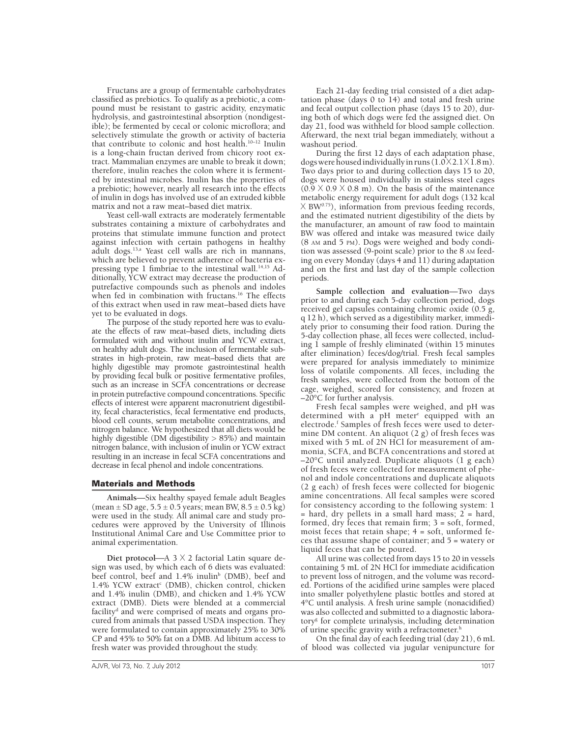Fructans are a group of fermentable carbohydrates classified as prebiotics. To qualify as a prebiotic, a compound must be resistant to gastric acidity, enzymatic hydrolysis, and gastrointestinal absorption (nondigestible); be fermented by cecal or colonic microflora; and selectively stimulate the growth or activity of bacteria that contribute to colonic and host health.[10–12] Inulin is a long-chain fructan derived from chicory root extract. Mammalian enzymes are unable to break it down; therefore, inulin reaches the colon where it is fermented by intestinal microbes. Inulin has the properties of a prebiotic; however, nearly all research into the effects of inulin in dogs has involved use of an extruded kibble matrix and not a raw meat–based diet matrix.

Yeast cell-wall extracts are moderately fermentable substrates containing a mixture of carbohydrates and proteins that stimulate immune function and protect against infection with certain pathogens in healthy adult dogs.[13,a] Yeast cell walls are rich in mannans, which are believed to prevent adherence of bacteria expressing type 1 fimbriae to the intestinal wall.[14,15] Additionally, YCW extract may decrease the production of putrefactive compounds such as phenols and indoles when fed in combination with fructans.[16] The effects of this extract when used in raw meat–based diets have yet to be evaluated in dogs.

The purpose of the study reported here was to evaluate the effects of raw meat–based diets, including diets formulated with and without inulin and YCW extract, on healthy adult dogs. The inclusion of fermentable substrates in high-protein, raw meat–based diets that are highly digestible may promote gastrointestinal health by providing fecal bulk or positive fermentative profiles, such as an increase in SCFA concentrations or decrease in protein putrefactive compound concentrations. Specific effects of interest were apparent macronutrient digestibility, fecal characteristics, fecal fermentative end products, blood cell counts, serum metabolite concentrations, and nitrogen balance. We hypothesized that all diets would be highly digestible (DM digestibility > 85%) and maintain nitrogen balance, with inclusion of inulin or YCW extract resulting in an increase in fecal SCFA concentrations and decrease in fecal phenol and indole concentrations.

## Materials and Methods

**Animals**—Six healthy spayed female adult Beagles (mean ± SD age, 5.5 ± 0.5 years; mean BW, 8.5 ± 0.5 kg) were used in the study. All animal care and study procedures were approved by the University of Illinois Institutional Animal Care and Use Committee prior to animal experimentation.

**Diet protocol**—A 3 × 2 factorial Latin square design was used, by which each of 6 diets was evaluated: beef control, beef and 1.4% inulin[b] (DMB), beef and 1.4% YCW extract[c] (DMB), chicken control, chicken and 1.4% inulin (DMB), and chicken and 1.4% YCW extract (DMB). Diets were blended at a commercial facility[d] and were comprised of meats and organs procured from animals that passed USDA inspection. They were formulated to contain approximately 25% to 30% CP and 45% to 50% fat on a DMB. Ad libitum access to fresh water was provided throughout the study.

Each 21-day feeding trial consisted of a diet adaptation phase (days 0 to 14) and total and fresh urine and fecal output collection phase (days 15 to 20), during both of which dogs were fed the assigned diet. On day 21, food was withheld for blood sample collection. Afterward, the next trial began immediately, without a washout period.

During the first 12 days of each adaptation phase, dogs were housed individually in runs (1.0 × 2.1 × 1.8 m). Two days prior to and during collection days 15 to 20, dogs were housed individually in stainless steel cages (0.9 × 0.9 × 0.8 m). On the basis of the maintenance metabolic energy requirement for adult dogs (132 kcal × $BW^{0.75}$), information from previous feeding records, and the estimated nutrient digestibility of the diets by the manufacturer, an amount of raw food to maintain BW was offered and intake was measured twice daily (8 AM and 5 PM). Dogs were weighed and body condition was assessed (9-point scale) prior to the 8 AM feeding on every Monday (days 4 and 11) during adaptation and on the first and last day of the sample collection periods.

**Sample collection and evaluation**—Two days prior to and during each 5-day collection period, dogs received gel capsules containing chromic oxide (0.5 g, q 12 h), which served as a digestibility marker, immediately prior to consuming their food ration. During the 5-day collection phase, all feces were collected, including 1 sample of freshly eliminated (within 15 minutes after elimination) feces/dog/trial. Fresh fecal samples were prepared for analysis immediately to minimize loss of volatile components. All feces, including the fresh samples, were collected from the bottom of the cage, weighed, scored for consistency, and frozen at –20°C for further analysis.

Fresh fecal samples were weighed, and pH was determined with a pH meter[e] equipped with an electrode.[f] Samples of fresh feces were used to determine DM content. An aliquot (2 g) of fresh feces was mixed with 5 mL of 2N HCl for measurement of ammonia, SCFA, and BCFA concentrations and stored at –20°C until analyzed. Duplicate aliquots (1 g each) of fresh feces were collected for measurement of phenol and indole concentrations and duplicate aliquots (2 g each) of fresh feces were collected for biogenic amine concentrations. All fecal samples were scored for consistency according to the following system: 1 = hard, dry pellets in a small hard mass; 2 = hard, formed, dry feces that remain firm; 3 = soft, formed, moist feces that retain shape; 4 = soft, unformed feces that assume shape of container; and 5 = watery or liquid feces that can be poured.

All urine was collected from days 15 to 20 in vessels containing 5 mL of 2N HCl for immediate acidification to prevent loss of nitrogen, and the volume was recorded. Portions of the acidified urine samples were placed into smaller polyethylene plastic bottles and stored at 4°C until analysis. A fresh urine sample (nonacidified) was also collected and submitted to a diagnostic laboratory[g] for complete urinalysis, including determination of urine specific gravity with a refractometer.[h]

On the final day of each feeding trial (day 21), 6 mL of blood was collected via jugular venipuncture for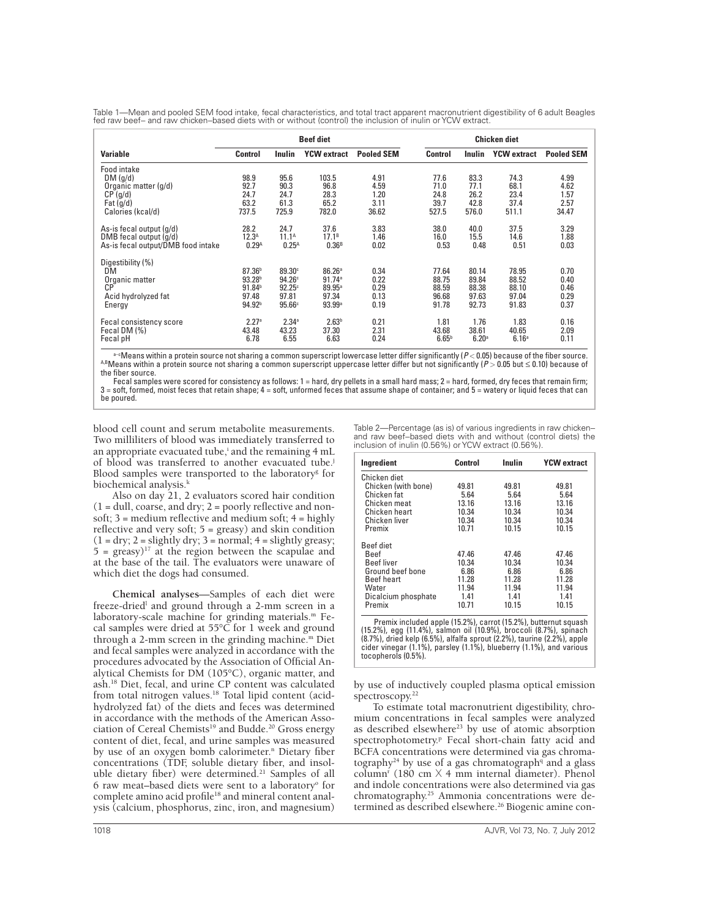Table 1—Mean and pooled SEM food intake, fecal characteristics, and total tract apparent macronutrient digestibility of 6 adult Beagles fed raw beef– and raw chicken–based diets with or without (control) the inclusion of inulin or YCW extract.

| Variable | Beef diet | | | | Chicken diet | | | |
|---|---|---|---|---|---|---|---|---|
| | Control | Inulin | YCW extract | Pooled SEM | Control | Inulin | YCW extract | Pooled SEM |
| Food intake | | | | | | | | |
| DM (g/d) | 98.9 | 95.6 | 103.5 | 4.91 | 77.6 | 83.3 | 74.3 | 4.99 |
| Organic matter (g/d) | 92.7 | 90.3 | 96.8 | 4.59 | 71.0 | 77.1 | 68.1 | 4.62 |
| CP (g/d) | 24.7 | 24.7 | 28.3 | 1.20 | 24.8 | 26.2 | 23.4 | 1.57 |
| Fat (g/d) | 63.2 | 61.3 | 65.2 | 3.11 | 39.7 | 42.8 | 37.4 | 2.57 |
| Calories (kcal/d) | 737.5 | 725.9 | 782.0 | 36.62 | 527.5 | 576.0 | 511.1 | 34.47 |
| As-is fecal output (g/d) | 28.2 | 24.7 | 37.6 | 3.83 | 38.0 | 40.0 | 37.5 | 3.29 |
| DMB fecal output (g/d) | 12.3[A] | 11.1[A] | 17.1[B] | 1.46 | 16.0 | 15.5 | 14.6 | 1.88 |
| As-is fecal output/DMB food intake | 0.29[A] | 0.25[A] | 0.36[B] | 0.02 | 0.53 | 0.48 | 0.51 | 0.03 |
| Digestibility (%) | | | | | | | | |
| DM | 87.36[b] | 89.30[c] | 86.26[a] | 0.34 | 77.64 | 80.14 | 78.95 | 0.70 |
| Organic matter | 93.28[b] | 94.26[c] | 91.74[a] | 0.22 | 88.75 | 89.84 | 88.52 | 0.40 |
| CP | 91.84[b] | 92.25[c] | 89.95[a] | 0.29 | 88.59 | 88.38 | 88.10 | 0.46 |
| Acid hydrolyzed fat | 97.48 | 97.81 | 97.34 | 0.13 | 96.68 | 97.63 | 97.04 | 0.29 |
| Energy | 94.92[b] | 95.66[c] | 93.99[a] | 0.19 | 91.78 | 92.73 | 91.83 | 0.37 |
| Fecal consistency score | 2.27[a] | 2.34[a] | 2.63[b] | 0.21 | 1.81 | 1.76 | 1.83 | 0.16 |
| Fecal DM (%) | 43.48 | 43.23 | 37.30 | 2.31 | 43.68 | 38.61 | 40.65 | 2.09 |
| Fecal pH | 6.78 | 6.55 | 6.63 | 0.24 | 6.65[b] | 6.20[a] | 6.16[a] | 0.11 |

[a–c]Means within a protein source not sharing a common superscript lowercase letter differ significantly ($P < 0.05$) because of the fiber source. [A,B]Means within a protein source not sharing a common superscript uppercase letter differ but not significantly ($P > 0.05$ but $\leq 0.10$) because of the fiber source.

Fecal samples were scored for consistency as follows: 1 = hard, dry pellets in a small hard mass; 2 = hard, formed, dry feces that remain firm; 3 = soft, formed, moist feces that retain shape; 4 = soft, unformed feces that assume shape of container; and 5 = watery or liquid feces that can be poured.

blood cell count and serum metabolite measurements. Two milliliters of blood was immediately transferred to an appropriate evacuated tube,[i] and the remaining 4 mL of blood was transferred to another evacuated tube.[j] Blood samples were transported to the laboratory[g] for biochemical analysis.[k]

Also on day 21, 2 evaluators scored hair condition (1 = dull, coarse, and dry; 2 = poorly reflective and nonsoft; 3 = medium reflective and medium soft; 4 = highly reflective and very soft; 5 = greasy) and skin condition (1 = dry; 2 = slightly dry; 3 = normal; 4 = slightly greasy; 5 = greasy)[17] at the region between the scapulae and at the base of the tail. The evaluators were unaware of which diet the dogs had consumed.

**Chemical analyses**—Samples of each diet were freeze-dried[l] and ground through a 2-mm screen in a laboratory-scale machine for grinding materials.[m] Fecal samples were dried at 55°C for 1 week and ground through a 2-mm screen in the grinding machine.[m] Diet and fecal samples were analyzed in accordance with the procedures advocated by the Association of Official Analytical Chemists for DM (105°C), organic matter, and ash.[18] Diet, fecal, and urine CP content was calculated from total nitrogen values.[18] Total lipid content (acid-hydrolyzed fat) of the diets and feces was determined in accordance with the methods of the American Association of Cereal Chemists[19] and Budde.[20] Gross energy content of diet, fecal, and urine samples was measured by use of an oxygen bomb calorimeter.[n] Dietary fiber concentrations (TDF, soluble dietary fiber, and insoluble dietary fiber) were determined.[21] Samples of all 6 raw meat–based diets were sent to a laboratory[o] for complete amino acid profile[18] and mineral content analysis (calcium, phosphorus, zinc, iron, and magnesium)

Table 2—Percentage (as is) of various ingredients in raw chicken– and raw beef–based diets with and without (control diets) the inclusion of inulin (0.56%) or YCW extract (0.56%).

| Ingredient | Control | Inulin | YCW extract |
|---|---|---|---|
| Chicken diet | | | |
| Chicken (with bone) | 49.81 | 49.81 | 49.81 |
| Chicken fat | 5.64 | 5.64 | 5.64 |
| Chicken meat | 13.16 | 13.16 | 13.16 |
| Chicken heart | 10.34 | 10.34 | 10.34 |
| Chicken liver | 10.34 | 10.34 | 10.34 |
| Premix | 10.71 | 10.15 | 10.15 |
| Beef diet | | | |
| Beef | 47.46 | 47.46 | 47.46 |
| Beef liver | 10.34 | 10.34 | 10.34 |
| Ground beef bone | 6.86 | 6.86 | 6.86 |
| Beef heart | 11.28 | 11.28 | 11.28 |
| Water | 11.94 | 11.94 | 11.94 |
| Dicalcium phosphate | 1.41 | 1.41 | 1.41 |
| Premix | 10.71 | 10.15 | 10.15 |

Premix included apple (15.2%), carrot (15.2%), butternut squash (15.2%), egg (11.4%), salmon oil (10.9%), broccoli (8.7%), spinach (8.7%), dried kelp (6.5%), alfalfa sprout (2.2%), taurine (2.2%), apple cider vinegar (1.1%), parsley (1.1%), blueberry (1.1%), and various tocopherols (0.5%).

by use of inductively coupled plasma optical emission spectroscopy.[22]

To estimate total macronutrient digestibility, chromium concentrations in fecal samples were analyzed as described elsewhere[23] by use of atomic absorption spectrophotometry.[p] Fecal short-chain fatty acid and BCFA concentrations were determined via gas chromatography[24] by use of a gas chromatograph[q] and a glass column[r] (180 cm × 4 mm internal diameter). Phenol and indole concentrations were also determined via gas chromatography.[25] Ammonia concentrations were determined as described elsewhere.[26] Biogenic amine con-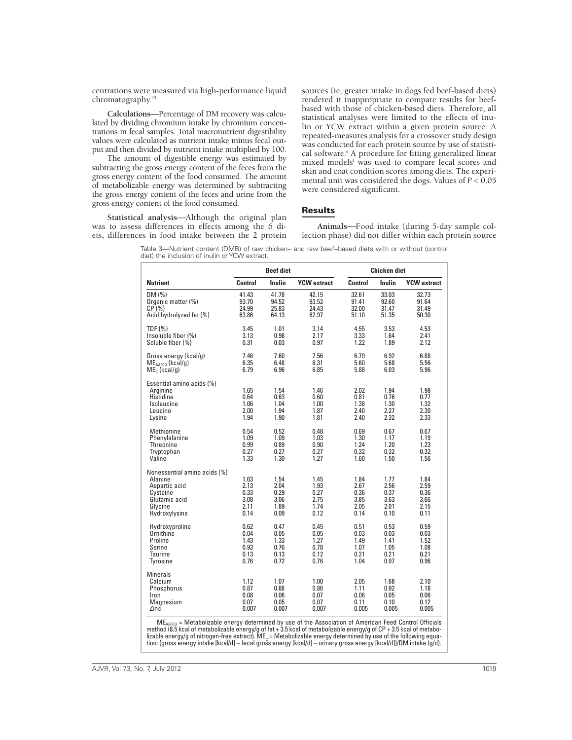centrations were measured via high-performance liquid chromatography.[25]

**Calculations**—Percentage of DM recovery was calculated by dividing chromium intake by chromium concentrations in fecal samples. Total macronutrient digestibility values were calculated as nutrient intake minus fecal output and then divided by nutrient intake multiplied by 100.

The amount of digestible energy was estimated by subtracting the gross energy content of the feces from the gross energy content of the food consumed. The amount of metabolizable energy was determined by subtracting the gross energy content of the feces and urine from the gross energy content of the food consumed.

**Statistical analysis**—Although the original plan was to assess differences in effects among the 6 diets, differences in food intake between the 2 protein sources (ie, greater intake in dogs fed beef-based diets) rendered it inappropriate to compare results for beef-based with those of chicken-based diets. Therefore, all statistical analyses were limited to the effects of inulin or YCW extract within a given protein source. A repeated-measures analysis for a crossover study design was conducted for each protein source by use of statistical software.[s] A procedure for fitting generalized linear mixed models[t] was used to compare fecal scores and skin and coat condition scores among diets. The experimental unit was considered the dogs. Values of $P < 0.05$ were considered significant.

## Results

**Animals**—Food intake (during 5-day sample collection phase) did not differ within each protein source

Table 3—Nutrient content (DMB) of raw chicken– and raw beef–based diets with or without (control diet) the inclusion of inulin or YCW extract.

| | Beef diet | | | Chicken diet | | |
|---|---|---|---|---|---|---|
| **Nutrient** | **Control** | **Inulin** | **YCW extract** | **Control** | **Inulin** | **YCW extract** |
| DM (%) | 41.43 | 41.78 | 42.15 | 32.61 | 33.03 | 32.73 |
| Organic matter (%) | 93.70 | 94.52 | 93.52 | 91.41 | 92.60 | 91.64 |
| CP (%) | 24.99 | 25.83 | 24.43 | 32.00 | 31.47 | 31.49 |
| Acid hydrolyzed fat (%) | 63.86 | 64.13 | 62.97 | 51.10 | 51.35 | 50.30 |
| TDF (%) | 3.45 | 1.01 | 3.14 | 4.55 | 3.53 | 4.53 |
| Insoluble fiber (%) | 3.13 | 0.98 | 2.17 | 3.33 | 1.64 | 2.41 |
| Soluble fiber (%) | 0.31 | 0.03 | 0.97 | 1.22 | 1.89 | 2.12 |
| Gross energy (kcal/g) | 7.46 | 7.60 | 7.56 | 6.79 | 6.92 | 6.88 |
| $ME_{AAFCO}$ (kcal/g) | 6.35 | 6.48 | 6.31 | 5.60 | 5.68 | 5.56 |
| $ME_C$ (kcal/g) | 6.79 | 6.96 | 6.85 | 5.88 | 6.03 | 5.96 |
| Essential amino acids (%) | | | | | | |
| Arginine | 1.65 | 1.54 | 1.46 | 2.02 | 1.94 | 1.98 |
| Histidine | 0.64 | 0.63 | 0.60 | 0.81 | 0.76 | 0.77 |
| Isoleucine | 1.06 | 1.04 | 1.00 | 1.38 | 1.30 | 1.32 |
| Leucine | 2.00 | 1.94 | 1.87 | 2.40 | 2.27 | 2.30 |
| Lysine | 1.94 | 1.90 | 1.81 | 2.40 | 2.32 | 2.33 |
| Methionine | 0.54 | 0.52 | 0.48 | 0.69 | 0.67 | 0.67 |
| Phenylalanine | 1.09 | 1.09 | 1.03 | 1.30 | 1.17 | 1.19 |
| Threonine | 0.99 | 0.89 | 0.90 | 1.24 | 1.20 | 1.23 |
| Tryptophan | 0.27 | 0.27 | 0.27 | 0.32 | 0.32 | 0.32 |
| Valine | 1.33 | 1.30 | 1.27 | 1.60 | 1.50 | 1.56 |
| Nonessential amino acids (%) | | | | | | |
| Alanine | 1.63 | 1.54 | 1.45 | 1.84 | 1.77 | 1.84 |
| Aspartic acid | 2.13 | 2.04 | 1.93 | 2.67 | 2.56 | 2.59 |
| Cysteine | 0.33 | 0.29 | 0.27 | 0.36 | 0.37 | 0.36 |
| Glutamic acid | 3.08 | 3.06 | 2.75 | 3.85 | 3.63 | 3.66 |
| Glycine | 2.11 | 1.89 | 1.74 | 2.05 | 2.01 | 2.15 |
| Hydroxylysine | 0.14 | 0.09 | 0.12 | 0.14 | 0.10 | 0.11 |
| Hydroxyproline | 0.62 | 0.47 | 0.45 | 0.51 | 0.53 | 0.59 |
| Ornithine | 0.04 | 0.05 | 0.05 | 0.03 | 0.03 | 0.03 |
| Proline | 1.43 | 1.33 | 1.27 | 1.49 | 1.41 | 1.52 |
| Serine | 0.93 | 0.76 | 0.78 | 1.07 | 1.05 | 1.08 |
| Taurine | 0.13 | 0.13 | 0.12 | 0.21 | 0.21 | 0.21 |
| Tyrosine | 0.76 | 0.72 | 0.76 | 1.04 | 0.97 | 0.96 |
| Minerals | | | | | | |
| Calcium | 1.12 | 1.07 | 1.00 | 2.05 | 1.68 | 2.10 |
| Phosphorus | 0.87 | 0.88 | 0.86 | 1.11 | 0.92 | 1.18 |
| Iron | 0.08 | 0.06 | 0.07 | 0.06 | 0.05 | 0.06 |
| Magnesium | 0.07 | 0.05 | 0.07 | 0.11 | 0.10 | 0.12 |
| Zinc | 0.007 | 0.007 | 0.007 | 0.005 | 0.005 | 0.005 |

$ME_{AAFCO}$ = Metabolizable energy determined by use of the Association of American Feed Control Officials method (8.5 kcal of metabolizable energy/g of fat + 3.5 kcal of metabolizable energy/g of CP + 3.5 kcal of metabolizable energy/g of nitrogen-free extract). $ME_C$ = Metabolizable energy determined by use of the following equation: (gross energy intake [kcal/d] – fecal gross energy [kcal/d] – urinary gross energy [kcal/d])/DM intake (g/d).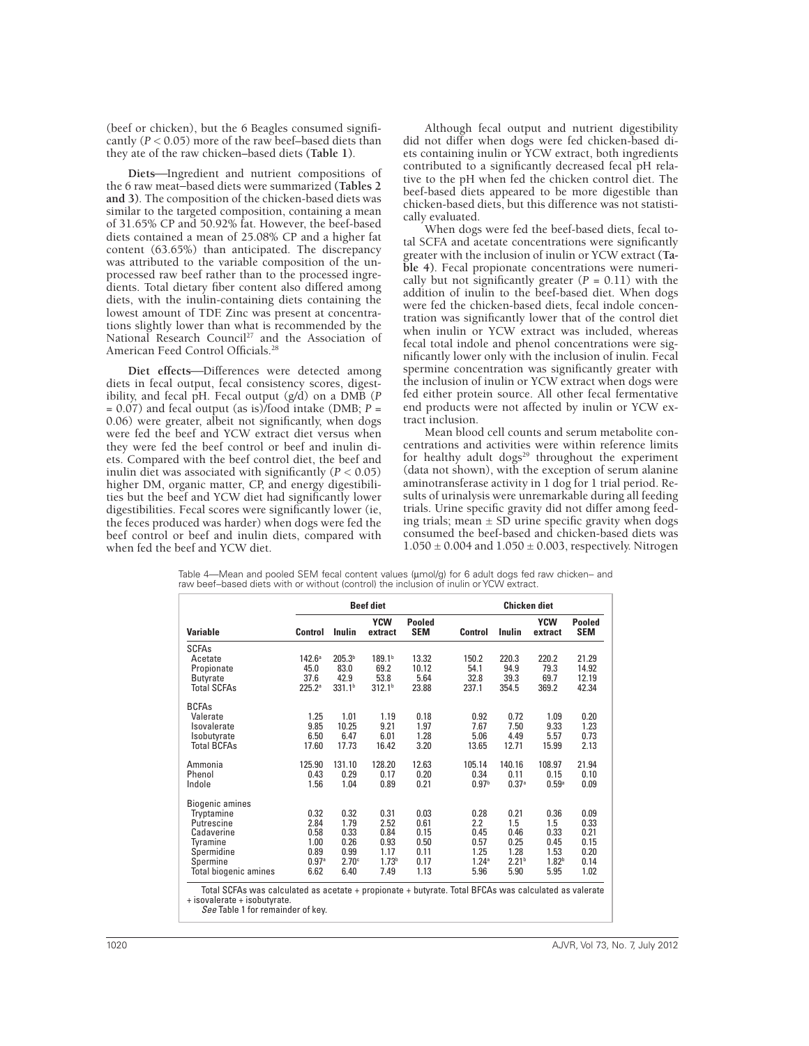(beef or chicken), but the 6 Beagles consumed significantly ($P < 0.05$) more of the raw beef–based diets than they ate of the raw chicken–based diets (**Table 1**).

**Diets**—Ingredient and nutrient compositions of the 6 raw meat–based diets were summarized (**Tables 2 and 3**). The composition of the chicken-based diets was similar to the targeted composition, containing a mean of 31.65% CP and 50.92% fat. However, the beef-based diets contained a mean of 25.08% CP and a higher fat content (63.65%) than anticipated. The discrepancy was attributed to the variable composition of the unprocessed raw beef rather than to the processed ingredients. Total dietary fiber content also differed among diets, with the inulin-containing diets containing the lowest amount of TDF. Zinc was present at concentrations slightly lower than what is recommended by the National Research Council[27] and the Association of American Feed Control Officials.[28]

**Diet effects**—Differences were detected among diets in fecal output, fecal consistency scores, digestibility, and fecal pH. Fecal output (g/d) on a DMB ($P = 0.07$) and fecal output (as is)/food intake (DMB; $P = 0.06$) were greater, albeit not significantly, when dogs were fed the beef and YCW extract diet versus when they were fed the beef control or beef and inulin diets. Compared with the beef control diet, the beef and inulin diet was associated with significantly ($P < 0.05$) higher DM, organic matter, CP, and energy digestibilities but the beef and YCW diet had significantly lower digestibilities. Fecal scores were significantly lower (ie, the feces produced was harder) when dogs were fed the beef control or beef and inulin diets, compared with when fed the beef and YCW diet.

Although fecal output and nutrient digestibility did not differ when dogs were fed chicken-based diets containing inulin or YCW extract, both ingredients contributed to a significantly decreased fecal pH relative to the pH when fed the chicken control diet. The beef-based diets appeared to be more digestible than chicken-based diets, but this difference was not statistically evaluated.

When dogs were fed the beef-based diets, fecal total SCFA and acetate concentrations were significantly greater with the inclusion of inulin or YCW extract (**Table 4**). Fecal propionate concentrations were numerically but not significantly greater ($P = 0.11$) with the addition of inulin to the beef-based diet. When dogs were fed the chicken-based diets, fecal indole concentration was significantly lower that of the control diet when inulin or YCW extract was included, whereas fecal total indole and phenol concentrations were significantly lower only with the inclusion of inulin. Fecal spermine concentration was significantly greater with the inclusion of inulin or YCW extract when dogs were fed either protein source. All other fecal fermentative end products were not affected by inulin or YCW extract inclusion.

Mean blood cell counts and serum metabolite concentrations and activities were within reference limits for healthy adult dogs[29] throughout the experiment (data not shown), with the exception of serum alanine aminotransferase activity in 1 dog for 1 trial period. Results of urinalysis were unremarkable during all feeding trials. Urine specific gravity did not differ among feeding trials; mean ± SD urine specific gravity when dogs consumed the beef-based and chicken-based diets was 1.050 ± 0.004 and 1.050 ± 0.003, respectively. Nitrogen

Table 4—Mean and pooled SEM fecal content values (µmol/g) for 6 adult dogs fed raw chicken– and raw beef–based diets with or without (control) the inclusion of inulin or YCW extract.

| | Beef diet | | | | Chicken diet | | | |
|---|---|---|---|---|---|---|---|---|
| **Variable** | **Control** | **Inulin** | **YCW extract** | **Pooled SEM** | **Control** | **Inulin** | **YCW extract** | **Pooled SEM** |
| SCFAs | | | | | | | | |
| Acetate | 142.6[a] | 205.3[b] | 189.1[b] | 13.32 | 150.2 | 220.3 | 220.2 | 21.29 |
| Propionate | 45.0 | 83.0 | 69.2 | 10.12 | 54.1 | 94.9 | 79.3 | 14.92 |
| Butyrate | 37.6 | 42.9 | 53.8 | 5.64 | 32.8 | 39.3 | 69.7 | 12.19 |
| Total SCFAs | 225.2[a] | 331.1[b] | 312.1[b] | 23.88 | 237.1 | 354.5 | 369.2 | 42.34 |
| BCFAs | | | | | | | | |
| Valerate | 1.25 | 1.01 | 1.19 | 0.18 | 0.92 | 0.72 | 1.09 | 0.20 |
| Isovalerate | 9.85 | 10.25 | 9.21 | 1.97 | 7.67 | 7.50 | 9.33 | 1.23 |
| Isobutyrate | 6.50 | 6.47 | 6.01 | 1.28 | 5.06 | 4.49 | 5.57 | 0.73 |
| Total BCFAs | 17.60 | 17.73 | 16.42 | 3.20 | 13.65 | 12.71 | 15.99 | 2.13 |
| Ammonia | 125.90 | 131.10 | 128.20 | 12.63 | 105.14 | 140.16 | 108.97 | 21.94 |
| Phenol | 0.43 | 0.29 | 0.17 | 0.20 | 0.34 | 0.11 | 0.15 | 0.10 |
| Indole | 1.56 | 1.04 | 0.89 | 0.21 | 0.97[b] | 0.37[a] | 0.59[a] | 0.09 |
| Biogenic amines | | | | | | | | |
| Tryptamine | 0.32 | 0.32 | 0.31 | 0.03 | 0.28 | 0.21 | 0.36 | 0.09 |
| Putrescine | 2.84 | 1.79 | 2.52 | 0.61 | 2.2 | 1.5 | 1.5 | 0.33 |
| Cadaverine | 0.58 | 0.33 | 0.84 | 0.15 | 0.45 | 0.46 | 0.33 | 0.21 |
| Tyramine | 1.00 | 0.26 | 0.93 | 0.50 | 0.57 | 0.25 | 0.45 | 0.15 |
| Spermidine | 0.89 | 0.99 | 1.17 | 0.11 | 1.25 | 1.28 | 1.53 | 0.20 |
| Spermine | 0.97[a] | 2.70[c] | 1.73[b] | 0.17 | 1.24[a] | 2.21[b] | 1.82[b] | 0.14 |
| Total biogenic amines | 6.62 | 6.40 | 7.49 | 1.13 | 5.96 | 5.90 | 5.95 | 1.02 |

Total SCFAs was calculated as acetate + propionate + butyrate. Total BFCAs was calculated as valerate + isovalerate + isobutyrate.

*See* Table 1 for remainder of key.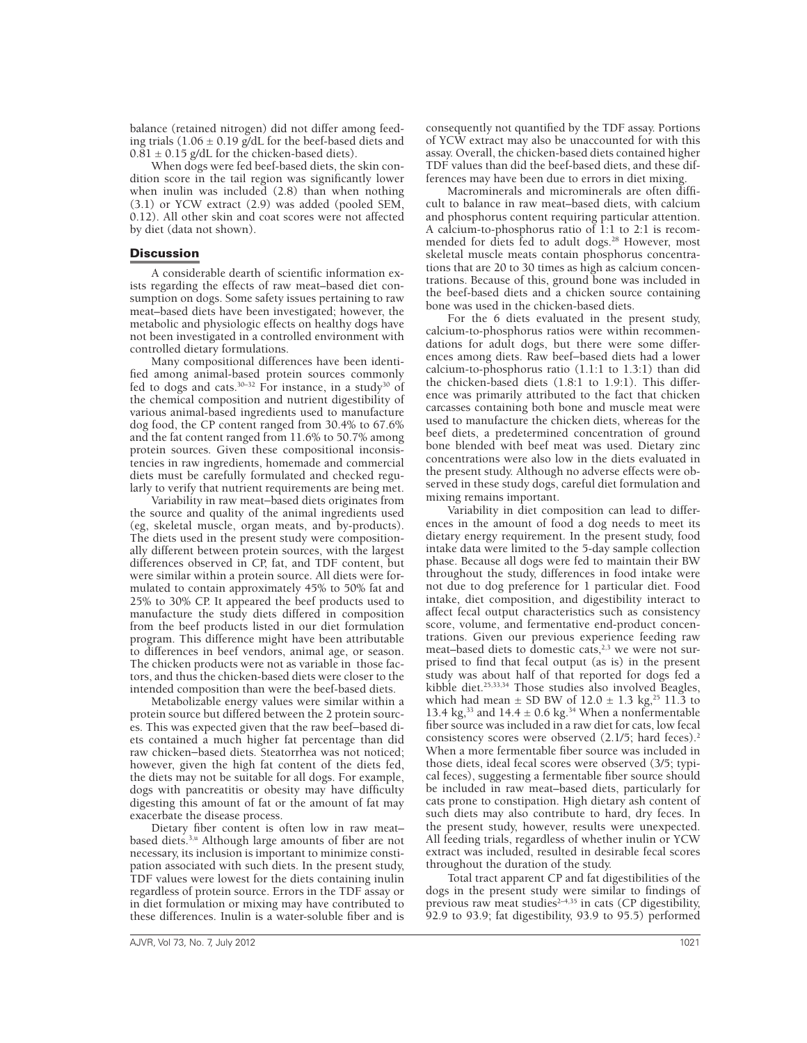balance (retained nitrogen) did not differ among feeding trials (1.06 ± 0.19 g/dL for the beef-based diets and 0.81 ± 0.15 g/dL for the chicken-based diets).

When dogs were fed beef-based diets, the skin condition score in the tail region was significantly lower when inulin was included (2.8) than when nothing (3.1) or YCW extract (2.9) was added (pooled SEM, 0.12). All other skin and coat scores were not affected by diet (data not shown).

## Discussion

A considerable dearth of scientific information exists regarding the effects of raw meat–based diet consumption on dogs. Some safety issues pertaining to raw meat–based diets have been investigated; however, the metabolic and physiologic effects on healthy dogs have not been investigated in a controlled environment with controlled dietary formulations.

Many compositional differences have been identified among animal-based protein sources commonly fed to dogs and cats.[30–32] For instance, in a study[30] of the chemical composition and nutrient digestibility of various animal-based ingredients used to manufacture dog food, the CP content ranged from 30.4% to 67.6% and the fat content ranged from 11.6% to 50.7% among protein sources. Given these compositional inconsistencies in raw ingredients, homemade and commercial diets must be carefully formulated and checked regularly to verify that nutrient requirements are being met.

Variability in raw meat–based diets originates from the source and quality of the animal ingredients used (eg, skeletal muscle, organ meats, and by-products). The diets used in the present study were compositionally different between protein sources, with the largest differences observed in CP, fat, and TDF content, but were similar within a protein source. All diets were formulated to contain approximately 45% to 50% fat and 25% to 30% CP. It appeared the beef products used to manufacture the study diets differed in composition from the beef products listed in our diet formulation program. This difference might have been attributable to differences in beef vendors, animal age, or season. The chicken products were not as variable in those factors, and thus the chicken-based diets were closer to the intended composition than were the beef-based diets.

Metabolizable energy values were similar within a protein source but differed between the 2 protein sources. This was expected given that the raw beef–based diets contained a much higher fat percentage than did raw chicken–based diets. Steatorrhea was not noticed; however, given the high fat content of the diets fed, the diets may not be suitable for all dogs. For example, dogs with pancreatitis or obesity may have difficulty digesting this amount of fat or the amount of fat may exacerbate the disease process.

Dietary fiber content is often low in raw meat–based diets.[3,u] Although large amounts of fiber are not necessary, its inclusion is important to minimize constipation associated with such diets. In the present study, TDF values were lowest for the diets containing inulin regardless of protein source. Errors in the TDF assay or in diet formulation or mixing may have contributed to these differences. Inulin is a water-soluble fiber and is consequently not quantified by the TDF assay. Portions of YCW extract may also be unaccounted for with this assay. Overall, the chicken-based diets contained higher TDF values than did the beef-based diets, and these differences may have been due to errors in diet mixing.

Macrominerals and microminerals are often difficult to balance in raw meat–based diets, with calcium and phosphorus content requiring particular attention. A calcium-to-phosphorus ratio of 1:1 to 2:1 is recommended for diets fed to adult dogs.[28] However, most skeletal muscle meats contain phosphorus concentrations that are 20 to 30 times as high as calcium concentrations. Because of this, ground bone was included in the beef-based diets and a chicken source containing bone was used in the chicken-based diets.

For the 6 diets evaluated in the present study, calcium-to-phosphorus ratios were within recommendations for adult dogs, but there were some differences among diets. Raw beef–based diets had a lower calcium-to-phosphorus ratio (1.1:1 to 1.3:1) than did the chicken-based diets (1.8:1 to 1.9:1). This difference was primarily attributed to the fact that chicken carcasses containing both bone and muscle meat were used to manufacture the chicken diets, whereas for the beef diets, a predetermined concentration of ground bone blended with beef meat was used. Dietary zinc concentrations were also low in the diets evaluated in the present study. Although no adverse effects were observed in these study dogs, careful diet formulation and mixing remains important.

Variability in diet composition can lead to differences in the amount of food a dog needs to meet its dietary energy requirement. In the present study, food intake data were limited to the 5-day sample collection phase. Because all dogs were fed to maintain their BW throughout the study, differences in food intake were not due to dog preference for 1 particular diet. Food intake, diet composition, and digestibility interact to affect fecal output characteristics such as consistency score, volume, and fermentative end-product concentrations. Given our previous experience feeding raw meat–based diets to domestic cats,[2,3] we were not surprised to find that fecal output (as is) in the present study was about half of that reported for dogs fed a kibble diet.[25,33,34] Those studies also involved Beagles, which had mean ± SD BW of 12.0 ± 1.3 kg,[25] 11.3 to 13.4 kg,[33] and 14.4 ± 0.6 kg.[34] When a nonfermentable fiber source was included in a raw diet for cats, low fecal consistency scores were observed (2.1/5; hard feces).[2] When a more fermentable fiber source was included in those diets, ideal fecal scores were observed (3/5; typical feces), suggesting a fermentable fiber source should be included in raw meat–based diets, particularly for cats prone to constipation. High dietary ash content of such diets may also contribute to hard, dry feces. In the present study, however, results were unexpected. All feeding trials, regardless of whether inulin or YCW extract was included, resulted in desirable fecal scores throughout the duration of the study.

Total tract apparent CP and fat digestibilities of the dogs in the present study were similar to findings of previous raw meat studies[2–4,35] in cats (CP digestibility, 92.9 to 93.9; fat digestibility, 93.9 to 95.5) performed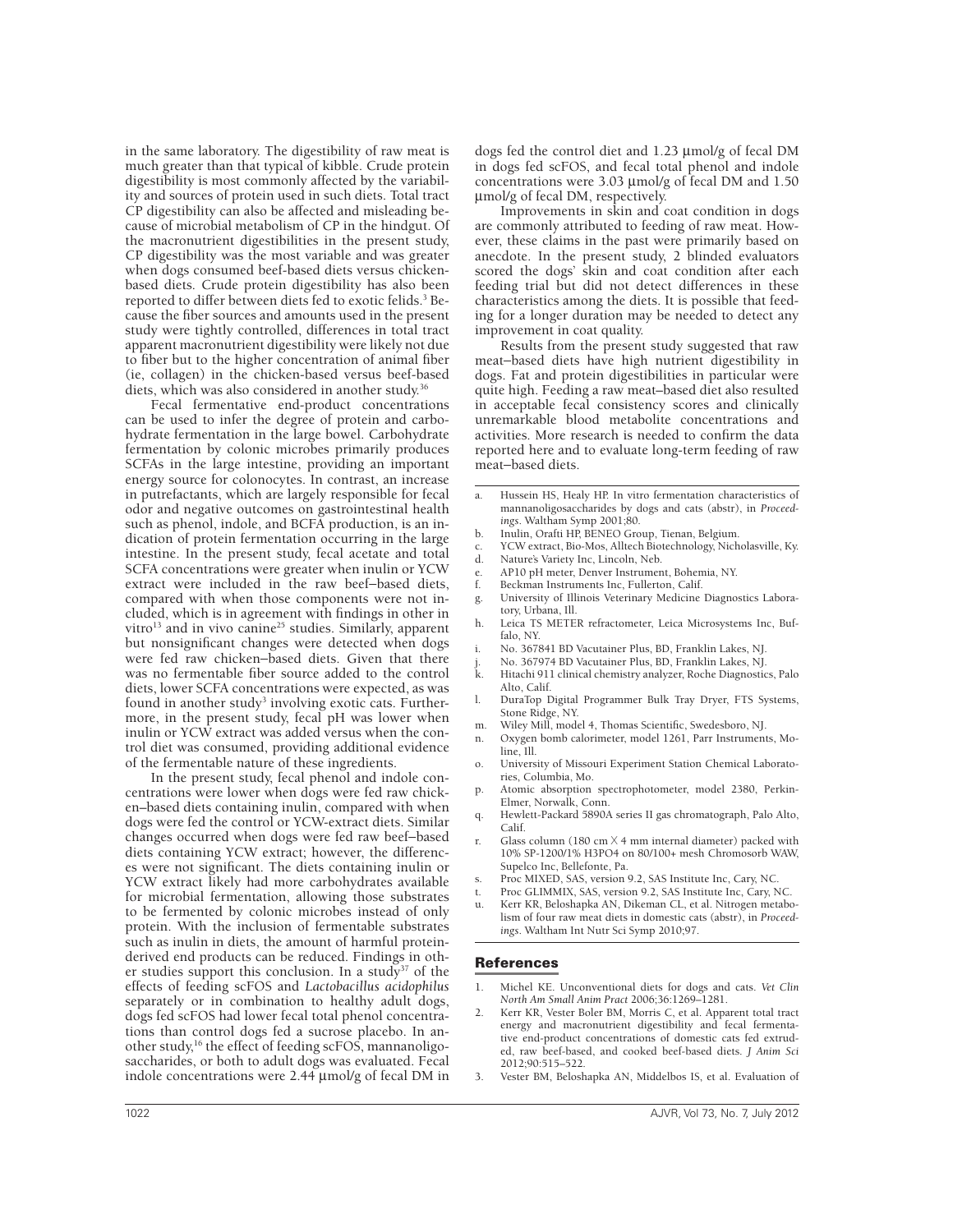in the same laboratory. The digestibility of raw meat is much greater than that typical of kibble. Crude protein digestibility is most commonly affected by the variability and sources of protein used in such diets. Total tract CP digestibility can also be affected and misleading because of microbial metabolism of CP in the hindgut. Of the macronutrient digestibilities in the present study, CP digestibility was the most variable and was greater when dogs consumed beef-based diets versus chicken-based diets. Crude protein digestibility has also been reported to differ between diets fed to exotic felids.[3] Because the fiber sources and amounts used in the present study were tightly controlled, differences in total tract apparent macronutrient digestibility were likely not due to fiber but to the higher concentration of animal fiber (ie, collagen) in the chicken-based versus beef-based diets, which was also considered in another study.[36]

Fecal fermentative end-product concentrations can be used to infer the degree of protein and carbohydrate fermentation in the large bowel. Carbohydrate fermentation by colonic microbes primarily produces SCFAs in the large intestine, providing an important energy source for colonocytes. In contrast, an increase in putrefactants, which are largely responsible for fecal odor and negative outcomes on gastrointestinal health such as phenol, indole, and BCFA production, is an indication of protein fermentation occurring in the large intestine. In the present study, fecal acetate and total SCFA concentrations were greater when inulin or YCW extract were included in the raw beef–based diets, compared with when those components were not included, which is in agreement with findings in other in vitro[13] and in vivo canine[25] studies. Similarly, apparent but nonsignificant changes were detected when dogs were fed raw chicken–based diets. Given that there was no fermentable fiber source added to the control diets, lower SCFA concentrations were expected, as was found in another study[3] involving exotic cats. Furthermore, in the present study, fecal pH was lower when inulin or YCW extract was added versus when the control diet was consumed, providing additional evidence of the fermentable nature of these ingredients.

In the present study, fecal phenol and indole concentrations were lower when dogs were fed raw chicken–based diets containing inulin, compared with when dogs were fed the control or YCW-extract diets. Similar changes occurred when dogs were fed raw beef–based diets containing YCW extract; however, the differences were not significant. The diets containing inulin or YCW extract likely had more carbohydrates available for microbial fermentation, allowing those substrates to be fermented by colonic microbes instead of only protein. With the inclusion of fermentable substrates such as inulin in diets, the amount of harmful protein-derived end products can be reduced. Findings in other studies support this conclusion. In a study[37] of the effects of feeding scFOS and *Lactobacillus acidophilus* separately or in combination to healthy adult dogs, dogs fed scFOS had lower fecal total phenol concentrations than control dogs fed a sucrose placebo. In another study,[16] the effect of feeding scFOS, mannanoligosaccharides, or both to adult dogs was evaluated. Fecal indole concentrations were 2.44 µmol/g of fecal DM in dogs fed the control diet and 1.23 µmol/g of fecal DM in dogs fed scFOS, and fecal total phenol and indole concentrations were 3.03 µmol/g of fecal DM and 1.50 µmol/g of fecal DM, respectively.

Improvements in skin and coat condition in dogs are commonly attributed to feeding of raw meat. However, these claims in the past were primarily based on anecdote. In the present study, 2 blinded evaluators scored the dogs' skin and coat condition after each feeding trial but did not detect differences in these characteristics among the diets. It is possible that feeding for a longer duration may be needed to detect any improvement in coat quality.

Results from the present study suggested that raw meat–based diets have high nutrient digestibility in dogs. Fat and protein digestibilities in particular were quite high. Feeding a raw meat–based diet also resulted in acceptable fecal consistency scores and clinically unremarkable blood metabolite concentrations and activities. More research is needed to confirm the data reported here and to evaluate long-term feeding of raw meat–based diets.

---

a. Hussein HS, Healy HP. In vitro fermentation characteristics of mannanoligosaccharides by dogs and cats (abstr), in *Proceedings*. Waltham Symp 2001;80.
b. Inulin, Orafti HP, BENEO Group, Tienan, Belgium.
c. YCW extract, Bio-Mos, Alltech Biotechnology, Nicholasville, Ky.
d. Nature's Variety Inc, Lincoln, Neb.
e. AP10 pH meter, Denver Instrument, Bohemia, NY.
f. Beckman Instruments Inc, Fullerton, Calif.
g. University of Illinois Veterinary Medicine Diagnostics Laboratory, Urbana, Ill.
h. Leica TS METER refractometer, Leica Microsystems Inc, Buffalo, NY.
i. No. 367841 BD Vacutainer Plus, BD, Franklin Lakes, NJ.
j. No. 367974 BD Vacutainer Plus, BD, Franklin Lakes, NJ.
k. Hitachi 911 clinical chemistry analyzer, Roche Diagnostics, Palo Alto, Calif.
l. DuraTop Digital Programmer Bulk Tray Dryer, FTS Systems, Stone Ridge, NY.
m. Wiley Mill, model 4, Thomas Scientific, Swedesboro, NJ.
n. Oxygen bomb calorimeter, model 1261, Parr Instruments, Moline, Ill.
o. University of Missouri Experiment Station Chemical Laboratories, Columbia, Mo.
p. Atomic absorption spectrophotometer, model 2380, Perkin-Elmer, Norwalk, Conn.
q. Hewlett-Packard 5890A series II gas chromatograph, Palo Alto, Calif.
r. Glass column (180 cm × 4 mm internal diameter) packed with 10% SP-1200/1% $H_3PO_4$ on 80/100+ mesh Chromosorb WAW, Supelco Inc, Bellefonte, Pa.
s. Proc MIXED, SAS, version 9.2, SAS Institute Inc, Cary, NC.
t. Proc GLIMMIX, SAS, version 9.2, SAS Institute Inc, Cary, NC.
u. Kerr KR, Beloshapka AN, Dikeman CL, et al. Nitrogen metabolism of four raw meat diets in domestic cats (abstr), in *Proceedings*. Waltham Int Nutr Sci Symp 2010;97.

## References

1. Michel KE. Unconventional diets for dogs and cats. *Vet Clin North Am Small Anim Pract* 2006;36:1269–1281.
2. Kerr KR, Vester Boler BM, Morris C, et al. Apparent total tract energy and macronutrient digestibility and fecal fermentative end-product concentrations of domestic cats fed extruded, raw beef-based, and cooked beef-based diets. *J Anim Sci* 2012;90:515–522.
3. Vester BM, Beloshapka AN, Middelbos IS, et al. Evaluation of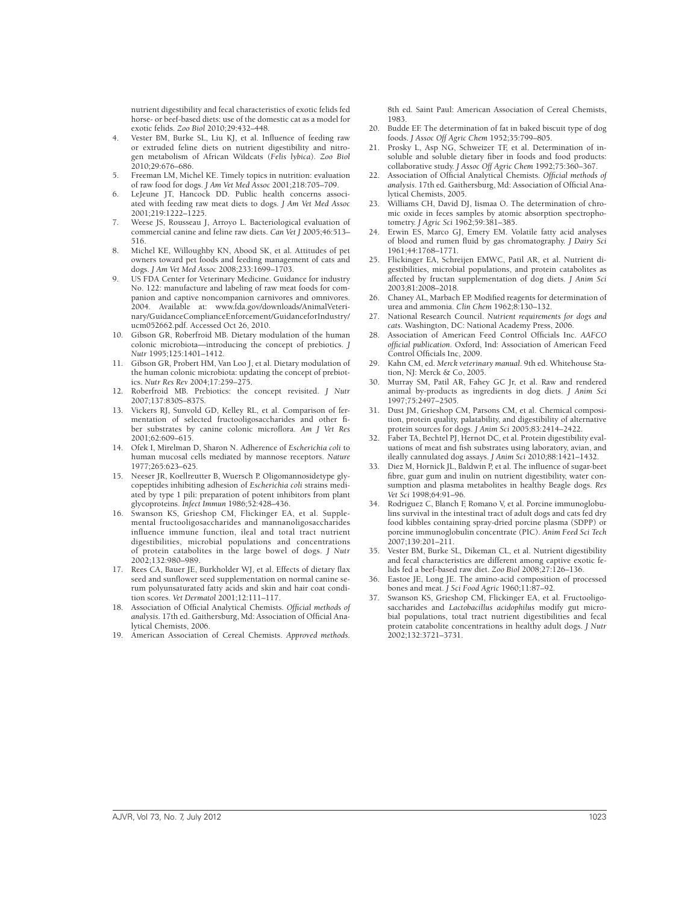nutrient digestibility and fecal characteristics of exotic felids fed horse- or beef-based diets: use of the domestic cat as a model for exotic felids. *Zoo Biol* 2010;29:432–448.

4. Vester BM, Burke SL, Liu KJ, et al. Influence of feeding raw or extruded feline diets on nutrient digestibility and nitrogen metabolism of African Wildcats (*Felis lybica*). *Zoo Biol* 2010;29:676–686.
5. Freeman LM, Michel KE. Timely topics in nutrition: evaluation of raw food for dogs. *J Am Vet Med Assoc* 2001;218:705–709.
6. LeJeune JT, Hancock DD. Public health concerns associated with feeding raw meat diets to dogs. *J Am Vet Med Assoc* 2001;219:1222–1225.
7. Weese JS, Rousseau J, Arroyo L. Bacteriological evaluation of commercial canine and feline raw diets. *Can Vet J* 2005;46:513–516.
8. Michel KE, Willoughby KN, Abood SK, et al. Attitudes of pet owners toward pet foods and feeding management of cats and dogs. *J Am Vet Med Assoc* 2008;233:1699–1703.
9. US FDA Center for Veterinary Medicine. Guidance for industry No. 122: manufacture and labeling of raw meat foods for companion and captive noncompanion carnivores and omnivores. 2004. Available at: www.fda.gov/downloads/AnimalVeterinary/GuidanceComplianceEnforcement/GuidanceforIndustry/ucm052662.pdf. Accessed Oct 26, 2010.
10. Gibson GR, Roberfroid MB. Dietary modulation of the human colonic microbiota—introducing the concept of prebiotics. *J Nutr* 1995;125:1401–1412.
11. Gibson GR, Probert HM, Van Loo J, et al. Dietary modulation of the human colonic microbiota: updating the concept of prebiotics. *Nutr Res Rev* 2004;17:259–275.
12. Roberfroid MB. Prebiotics: the concept revisited. *J Nutr* 2007;137:830S–837S.
13. Vickers RJ, Sunvold GD, Kelley RL, et al. Comparison of fermentation of selected fructooligosaccharides and other fiber substrates by canine colonic microflora. *Am J Vet Res* 2001;62:609–615.
14. Ofek I, Mirelman D, Sharon N. Adherence of *Escherichia coli* to human mucosal cells mediated by mannose receptors. *Nature* 1977;265:623–625.
15. Neeser JR, Koellreutter B, Wuersch P. Oligomannosidetype glycopeptides inhibiting adhesion of *Escherichia coli* strains mediated by type 1 pili: preparation of potent inhibitors from plant glycoproteins. *Infect Immun* 1986;52:428–436.
16. Swanson KS, Grieshop CM, Flickinger EA, et al. Supplemental fructooligosaccharides and mannanoligosaccharides influence immune function, ileal and total tract nutrient digestibilities, microbial populations and concentrations of protein catabolites in the large bowel of dogs. *J Nutr* 2002;132:980–989.
17. Rees CA, Bauer JE, Burkholder WJ, et al. Effects of dietary flax seed and sunflower seed supplementation on normal canine serum polyunsaturated fatty acids and skin and hair coat condition scores. *Vet Dermatol* 2001;12:111–117.
18. Association of Official Analytical Chemists. *Official methods of analysis*. 17th ed. Gaithersburg, Md: Association of Official Analytical Chemists, 2006.
19. American Association of Cereal Chemists. *Approved methods*. 8th ed. Saint Paul: American Association of Cereal Chemists, 1983.
20. Budde EF. The determination of fat in baked biscuit type of dog foods. *J Assoc Off Agric Chem* 1952;35:799–805.
21. Prosky L, Asp NG, Schweizer TF, et al. Determination of insoluble and soluble dietary fiber in foods and food products: collaborative study. *J Assoc Off Agric Chem* 1992;75:360–367.
22. Association of Official Analytical Chemists. *Official methods of analysis*. 17th ed. Gaithersburg, Md: Association of Official Analytical Chemists, 2005.
23. Williams CH, David DJ, Iismaa O. The determination of chromic oxide in feces samples by atomic absorption spectrophotometry. *J Agric Sci* 1962;59:381–385.
24. Erwin ES, Marco GJ, Emery EM. Volatile fatty acid analyses of blood and rumen fluid by gas chromatography. *J Dairy Sci* 1961;44:1768–1771.
25. Flickinger EA, Schreijen EMWC, Patil AR, et al. Nutrient digestibilities, microbial populations, and protein catabolites as affected by fructan supplementation of dog diets. *J Anim Sci* 2003;81:2008–2018.
26. Chaney AL, Marbach EP. Modified reagents for determination of urea and ammonia. *Clin Chem* 1962;8:130–132.
27. National Research Council. *Nutrient requirements for dogs and cats*. Washington, DC: National Academy Press, 2006.
28. Association of American Feed Control Officials Inc. *AAFCO official publication*. Oxford, Ind: Association of American Feed Control Officials Inc, 2009.
29. Kahn CM, ed. *Merck veterinary manual*. 9th ed. Whitehouse Station, NJ: Merck & Co, 2005.
30. Murray SM, Patil AR, Fahey GC Jr, et al. Raw and rendered animal by-products as ingredients in dog diets. *J Anim Sci* 1997;75:2497–2505.
31. Dust JM, Grieshop CM, Parsons CM, et al. Chemical composition, protein quality, palatability, and digestibility of alternative protein sources for dogs. *J Anim Sci* 2005;83:2414–2422.
32. Faber TA, Bechtel PJ, Hernot DC, et al. Protein digestibility evaluations of meat and fish substrates using laboratory, avian, and ileally cannulated dog assays. *J Anim Sci* 2010;88:1421–1432.
33. Diez M, Hornick JL, Baldwin P, et al. The influence of sugar-beet fibre, guar gum and inulin on nutrient digestibility, water consumption and plasma metabolites in healthy Beagle dogs. *Res Vet Sci* 1998;64:91–96.
34. Rodriguez C, Blanch F, Romano V, et al. Porcine immunoglobulins survival in the intestinal tract of adult dogs and cats fed dry food kibbles containing spray-dried porcine plasma (SDPP) or porcine immunoglobulin concentrate (PIC). *Anim Feed Sci Tech* 2007;139:201–211.
35. Vester BM, Burke SL, Dikeman CL, et al. Nutrient digestibility and fecal characteristics are different among captive exotic felids fed a beef-based raw diet. *Zoo Biol* 2008;27:126–136.
36. Eastoe JE, Long JE. The amino-acid composition of processed bones and meat. *J Sci Food Agric* 1960;11:87–92.
37. Swanson KS, Grieshop CM, Flickinger EA, et al. Fructooligosaccharides and *Lactobacillus acidophilus* modify gut microbial populations, total tract nutrient digestibilities and fecal protein catabolite concentrations in healthy adult dogs. *J Nutr* 2002;132:3721–3731.